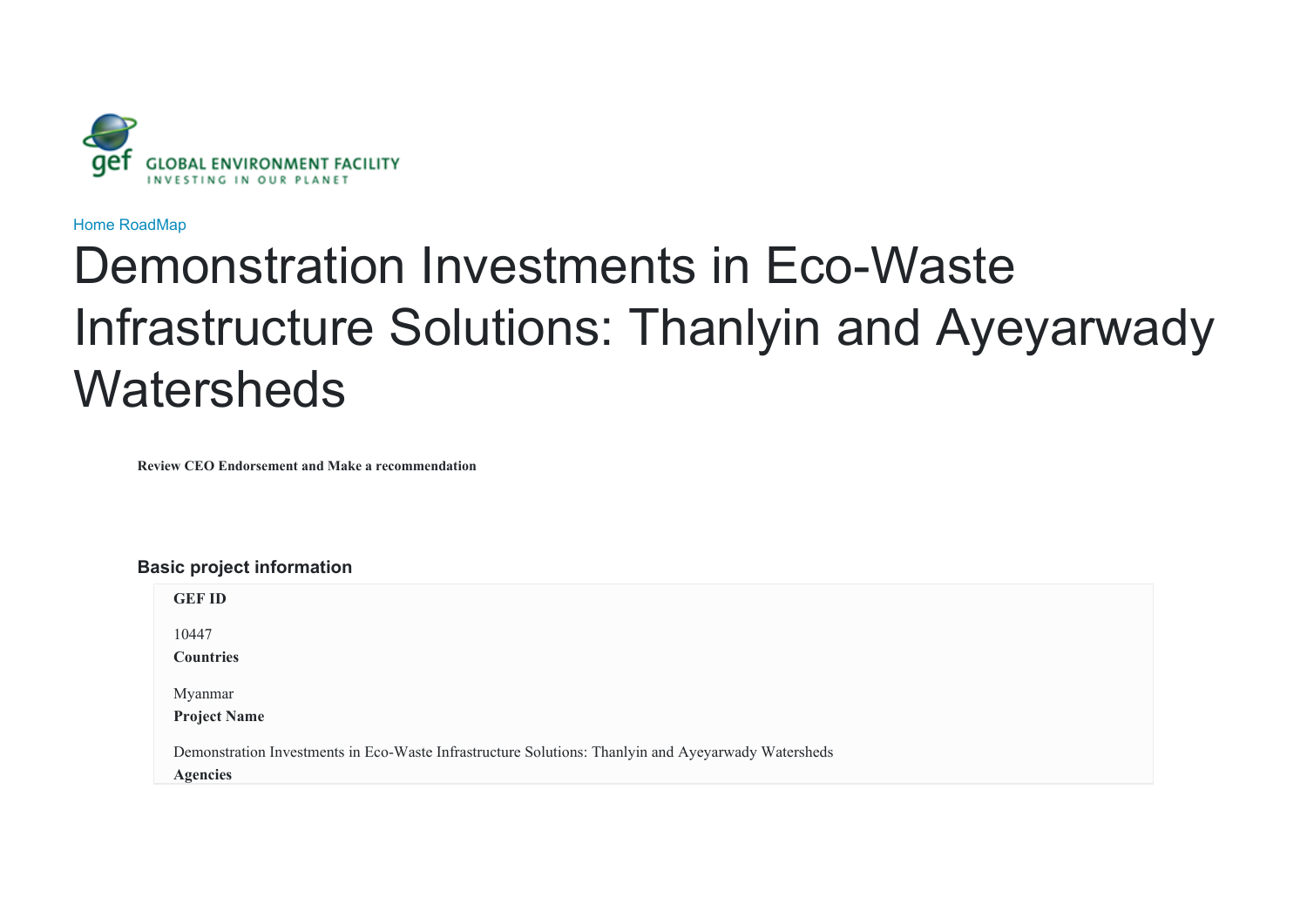GLOBAL ENVIRONMENT FACILITY
INVESTING IN OUR PLANET

Home RoadMap

# Demonstration Investments in Eco-Waste Infrastructure Solutions: Thanlyin and Ayeyarwady Watersheds

**Review CEO Endorsement and Make a recommendation**

## Basic project information

**GEF ID**

10447

**Countries**

Myanmar

**Project Name**

Demonstration Investments in Eco-Waste Infrastructure Solutions: Thanlyin and Ayeyarwady Watersheds

**Agencies**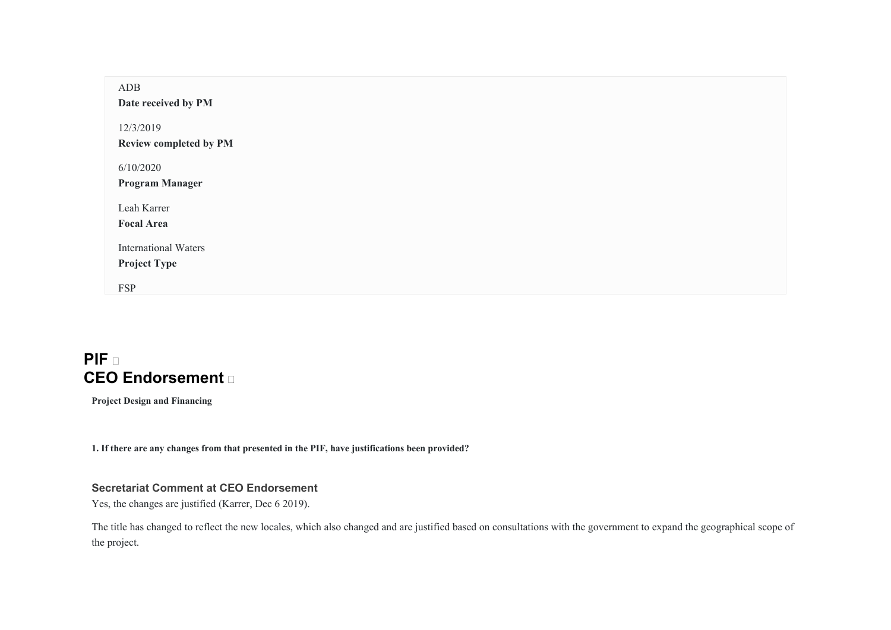ADB

**Date received by PM**

12/3/2019

**Review completed by PM**

6/10/2020

**Program Manager**

Leah Karrer

**Focal Area**

International Waters

**Project Type**

FSP

# PIF

# CEO Endorsement

**Project Design and Financing**

**1. If there are any changes from that presented in the PIF, have justifications been provided?**

### Secretariat Comment at CEO Endorsement

Yes, the changes are justified (Karrer, Dec 6 2019).

The title has changed to reflect the new locales, which also changed and are justified based on consultations with the government to expand the geographical scope of the project.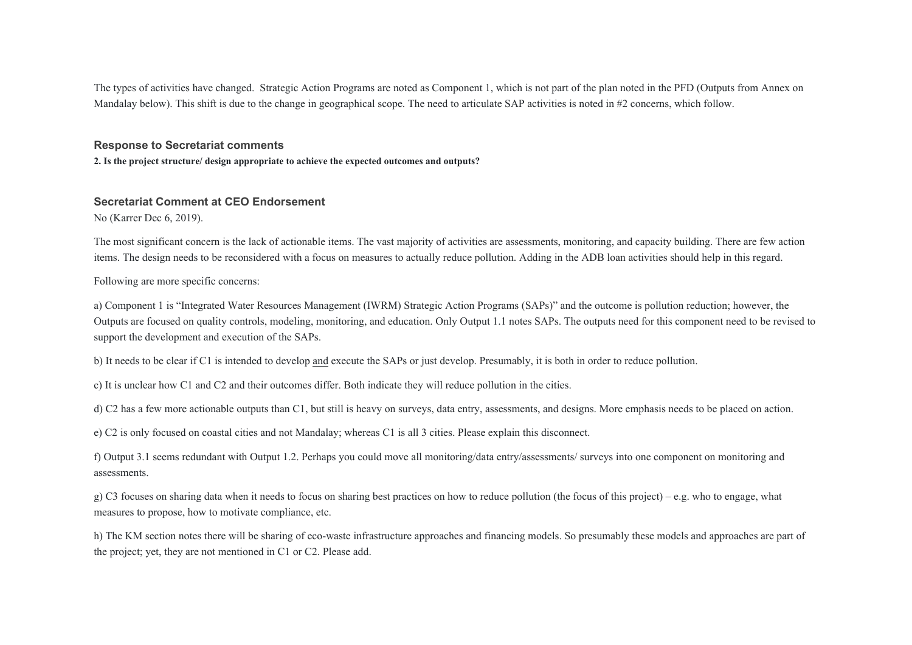The types of activities have changed. Strategic Action Programs are noted as Component 1, which is not part of the plan noted in the PFD (Outputs from Annex on Mandalay below). This shift is due to the change in geographical scope. The need to articulate SAP activities is noted in #2 concerns, which follow.

### Response to Secretariat comments

**2. Is the project structure/ design appropriate to achieve the expected outcomes and outputs?**

### Secretariat Comment at CEO Endorsement

No (Karrer Dec 6, 2019).

The most significant concern is the lack of actionable items. The vast majority of activities are assessments, monitoring, and capacity building. There are few action items. The design needs to be reconsidered with a focus on measures to actually reduce pollution. Adding in the ADB loan activities should help in this regard.

Following are more specific concerns:

a) Component 1 is "Integrated Water Resources Management (IWRM) Strategic Action Programs (SAPs)" and the outcome is pollution reduction; however, the Outputs are focused on quality controls, modeling, monitoring, and education. Only Output 1.1 notes SAPs. The outputs need for this component need to be revised to support the development and execution of the SAPs.

b) It needs to be clear if C1 is intended to develop <u>and</u> execute the SAPs or just develop. Presumably, it is both in order to reduce pollution.

c) It is unclear how C1 and C2 and their outcomes differ. Both indicate they will reduce pollution in the cities.

d) C2 has a few more actionable outputs than C1, but still is heavy on surveys, data entry, assessments, and designs. More emphasis needs to be placed on action.

e) C2 is only focused on coastal cities and not Mandalay; whereas C1 is all 3 cities. Please explain this disconnect.

f) Output 3.1 seems redundant with Output 1.2. Perhaps you could move all monitoring/data entry/assessments/ surveys into one component on monitoring and assessments.

g) C3 focuses on sharing data when it needs to focus on sharing best practices on how to reduce pollution (the focus of this project) – e.g. who to engage, what measures to propose, how to motivate compliance, etc.

h) The KM section notes there will be sharing of eco-waste infrastructure approaches and financing models. So presumably these models and approaches are part of the project; yet, they are not mentioned in C1 or C2. Please add.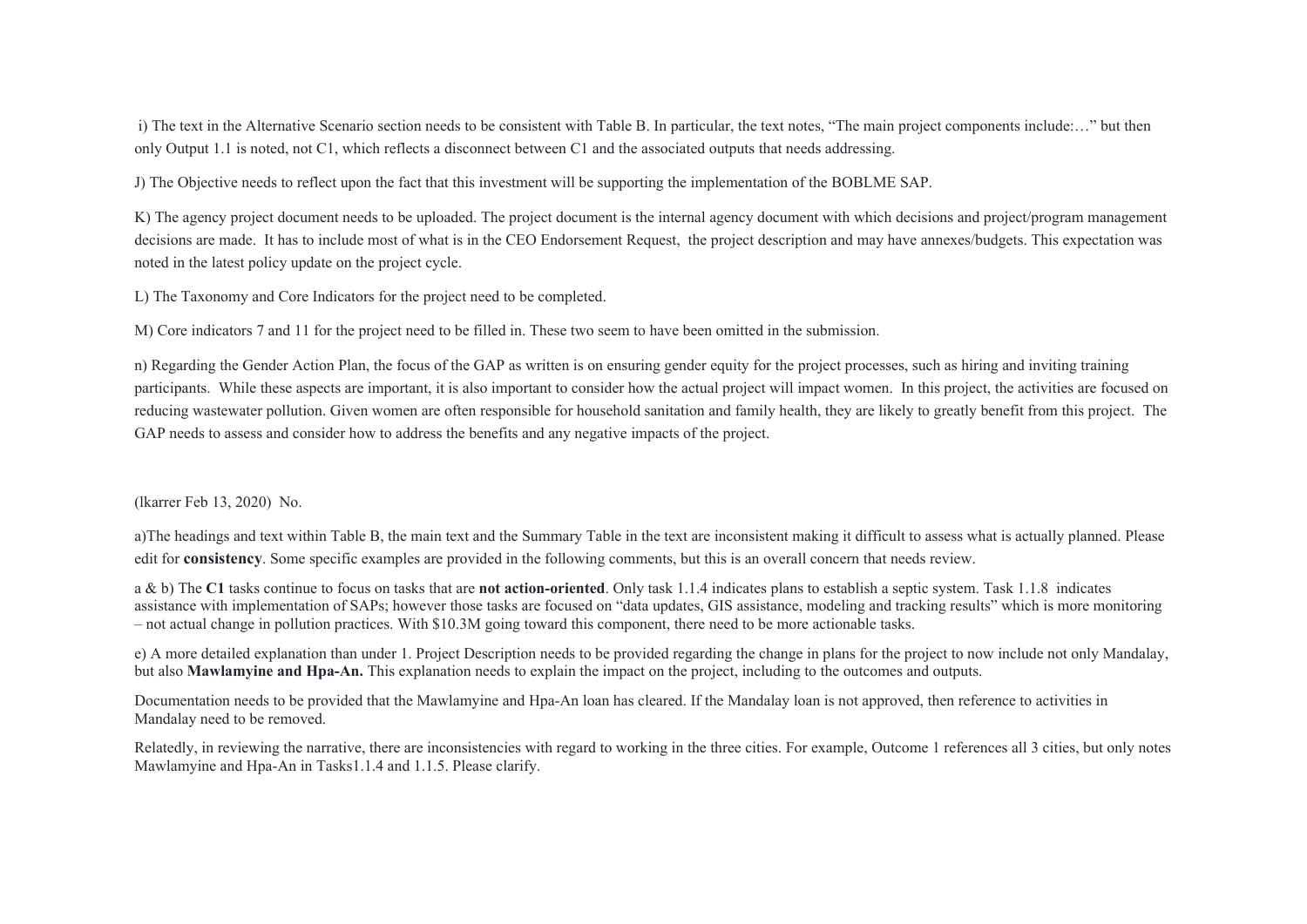i) The text in the Alternative Scenario section needs to be consistent with Table B. In particular, the text notes, "The main project components include:…" but then only Output 1.1 is noted, not C1, which reflects a disconnect between C1 and the associated outputs that needs addressing.

J) The Objective needs to reflect upon the fact that this investment will be supporting the implementation of the BOBLME SAP.

K) The agency project document needs to be uploaded. The project document is the internal agency document with which decisions and project/program management decisions are made. It has to include most of what is in the CEO Endorsement Request, the project description and may have annexes/budgets. This expectation was noted in the latest policy update on the project cycle.

L) The Taxonomy and Core Indicators for the project need to be completed.

M) Core indicators 7 and 11 for the project need to be filled in. These two seem to have been omitted in the submission.

n) Regarding the Gender Action Plan, the focus of the GAP as written is on ensuring gender equity for the project processes, such as hiring and inviting training participants. While these aspects are important, it is also important to consider how the actual project will impact women. In this project, the activities are focused on reducing wastewater pollution. Given women are often responsible for household sanitation and family health, they are likely to greatly benefit from this project. The GAP needs to assess and consider how to address the benefits and any negative impacts of the project.

(lkarrer Feb 13, 2020) No.

a)The headings and text within Table B, the main text and the Summary Table in the text are inconsistent making it difficult to assess what is actually planned. Please edit for **consistency**. Some specific examples are provided in the following comments, but this is an overall concern that needs review.

a & b) The **C1** tasks continue to focus on tasks that are **not action-oriented**. Only task 1.1.4 indicates plans to establish a septic system. Task 1.1.8 indicates assistance with implementation of SAPs; however those tasks are focused on "data updates, GIS assistance, modeling and tracking results" which is more monitoring – not actual change in pollution practices. With $10.3M going toward this component, there need to be more actionable tasks.

e) A more detailed explanation than under 1. Project Description needs to be provided regarding the change in plans for the project to now include not only Mandalay, but also **Mawlamyine and Hpa-An.** This explanation needs to explain the impact on the project, including to the outcomes and outputs.

Documentation needs to be provided that the Mawlamyine and Hpa-An loan has cleared. If the Mandalay loan is not approved, then reference to activities in Mandalay need to be removed.

Relatedly, in reviewing the narrative, there are inconsistencies with regard to working in the three cities. For example, Outcome 1 references all 3 cities, but only notes Mawlamyine and Hpa-An in Tasks1.1.4 and 1.1.5. Please clarify.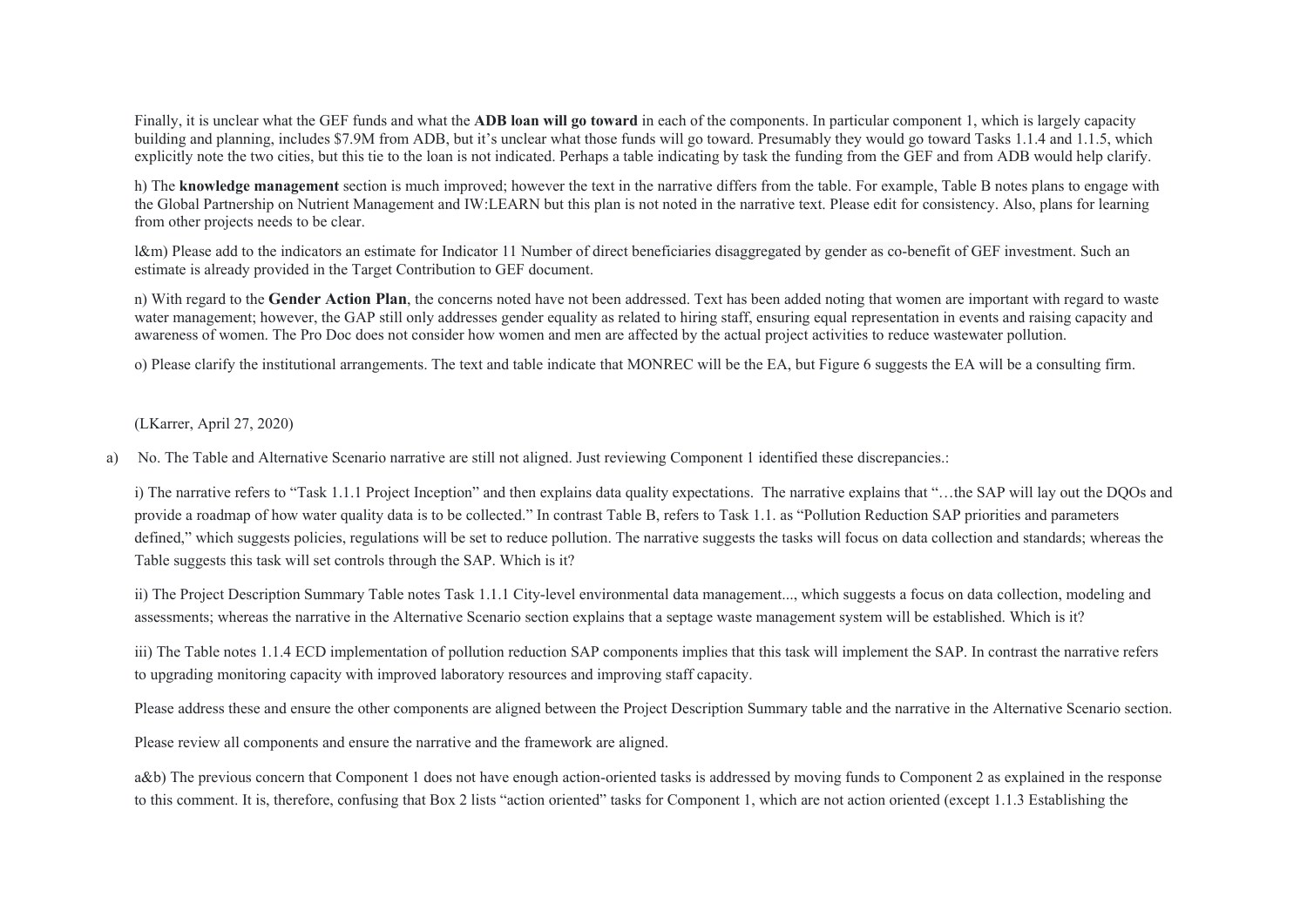Finally, it is unclear what the GEF funds and what the **ADB loan will go toward** in each of the components. In particular component 1, which is largely capacity building and planning, includes $7.9M from ADB, but it's unclear what those funds will go toward. Presumably they would go toward Tasks 1.1.4 and 1.1.5, which explicitly note the two cities, but this tie to the loan is not indicated. Perhaps a table indicating by task the funding from the GEF and from ADB would help clarify.

h) The **knowledge management** section is much improved; however the text in the narrative differs from the table. For example, Table B notes plans to engage with the Global Partnership on Nutrient Management and IW:LEARN but this plan is not noted in the narrative text. Please edit for consistency. Also, plans for learning from other projects needs to be clear.

l&m) Please add to the indicators an estimate for Indicator 11 Number of direct beneficiaries disaggregated by gender as co-benefit of GEF investment. Such an estimate is already provided in the Target Contribution to GEF document.

n) With regard to the **Gender Action Plan**, the concerns noted have not been addressed. Text has been added noting that women are important with regard to waste water management; however, the GAP still only addresses gender equality as related to hiring staff, ensuring equal representation in events and raising capacity and awareness of women. The Pro Doc does not consider how women and men are affected by the actual project activities to reduce wastewater pollution.

o) Please clarify the institutional arrangements. The text and table indicate that MONREC will be the EA, but Figure 6 suggests the EA will be a consulting firm.

(LKarrer, April 27, 2020)

a) No. The Table and Alternative Scenario narrative are still not aligned. Just reviewing Component 1 identified these discrepancies.:

i) The narrative refers to "Task 1.1.1 Project Inception" and then explains data quality expectations. The narrative explains that "…the SAP will lay out the DQOs and provide a roadmap of how water quality data is to be collected." In contrast Table B, refers to Task 1.1. as "Pollution Reduction SAP priorities and parameters defined," which suggests policies, regulations will be set to reduce pollution. The narrative suggests the tasks will focus on data collection and standards; whereas the Table suggests this task will set controls through the SAP. Which is it?

ii) The Project Description Summary Table notes Task 1.1.1 City-level environmental data management..., which suggests a focus on data collection, modeling and assessments; whereas the narrative in the Alternative Scenario section explains that a septage waste management system will be established. Which is it?

iii) The Table notes 1.1.4 ECD implementation of pollution reduction SAP components implies that this task will implement the SAP. In contrast the narrative refers to upgrading monitoring capacity with improved laboratory resources and improving staff capacity.

Please address these and ensure the other components are aligned between the Project Description Summary table and the narrative in the Alternative Scenario section.

Please review all components and ensure the narrative and the framework are aligned.

a&b) The previous concern that Component 1 does not have enough action-oriented tasks is addressed by moving funds to Component 2 as explained in the response to this comment. It is, therefore, confusing that Box 2 lists "action oriented" tasks for Component 1, which are not action oriented (except 1.1.3 Establishing the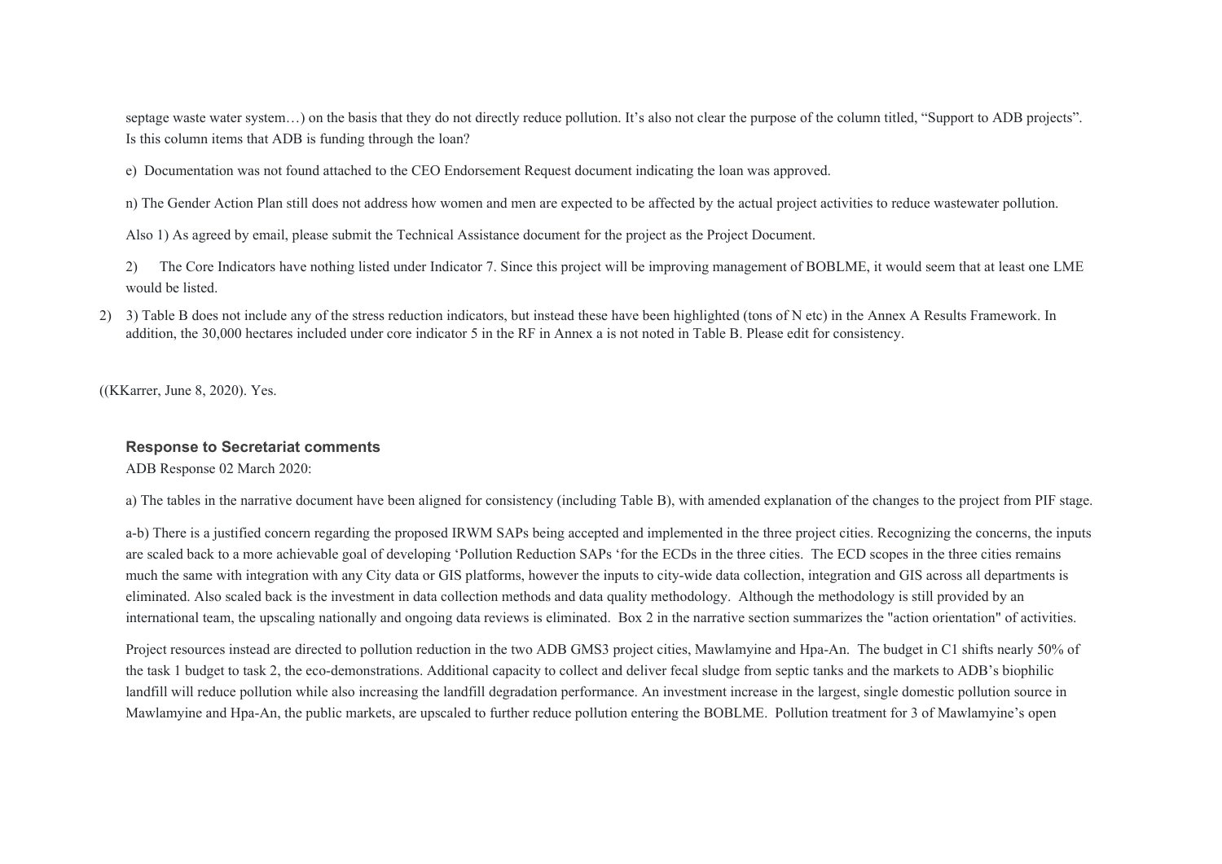septage waste water system…) on the basis that they do not directly reduce pollution. It's also not clear the purpose of the column titled, "Support to ADB projects". Is this column items that ADB is funding through the loan?

e) Documentation was not found attached to the CEO Endorsement Request document indicating the loan was approved.

n) The Gender Action Plan still does not address how women and men are expected to be affected by the actual project activities to reduce wastewater pollution.

Also 1) As agreed by email, please submit the Technical Assistance document for the project as the Project Document.

2) The Core Indicators have nothing listed under Indicator 7. Since this project will be improving management of BOBLME, it would seem that at least one LME would be listed.

2) 3) Table B does not include any of the stress reduction indicators, but instead these have been highlighted (tons of N etc) in the Annex A Results Framework. In addition, the 30,000 hectares included under core indicator 5 in the RF in Annex a is not noted in Table B. Please edit for consistency.

((KKarrer, June 8, 2020). Yes.

### Response to Secretariat comments

ADB Response 02 March 2020:

a) The tables in the narrative document have been aligned for consistency (including Table B), with amended explanation of the changes to the project from PIF stage.

a-b) There is a justified concern regarding the proposed IRWM SAPs being accepted and implemented in the three project cities. Recognizing the concerns, the inputs are scaled back to a more achievable goal of developing 'Pollution Reduction SAPs 'for the ECDs in the three cities. The ECD scopes in the three cities remains much the same with integration with any City data or GIS platforms, however the inputs to city-wide data collection, integration and GIS across all departments is eliminated. Also scaled back is the investment in data collection methods and data quality methodology. Although the methodology is still provided by an international team, the upscaling nationally and ongoing data reviews is eliminated. Box 2 in the narrative section summarizes the "action orientation" of activities.

Project resources instead are directed to pollution reduction in the two ADB GMS3 project cities, Mawlamyine and Hpa-An. The budget in C1 shifts nearly 50% of the task 1 budget to task 2, the eco-demonstrations. Additional capacity to collect and deliver fecal sludge from septic tanks and the markets to ADB's biophilic landfill will reduce pollution while also increasing the landfill degradation performance. An investment increase in the largest, single domestic pollution source in Mawlamyine and Hpa-An, the public markets, are upscaled to further reduce pollution entering the BOBLME. Pollution treatment for 3 of Mawlamyine's open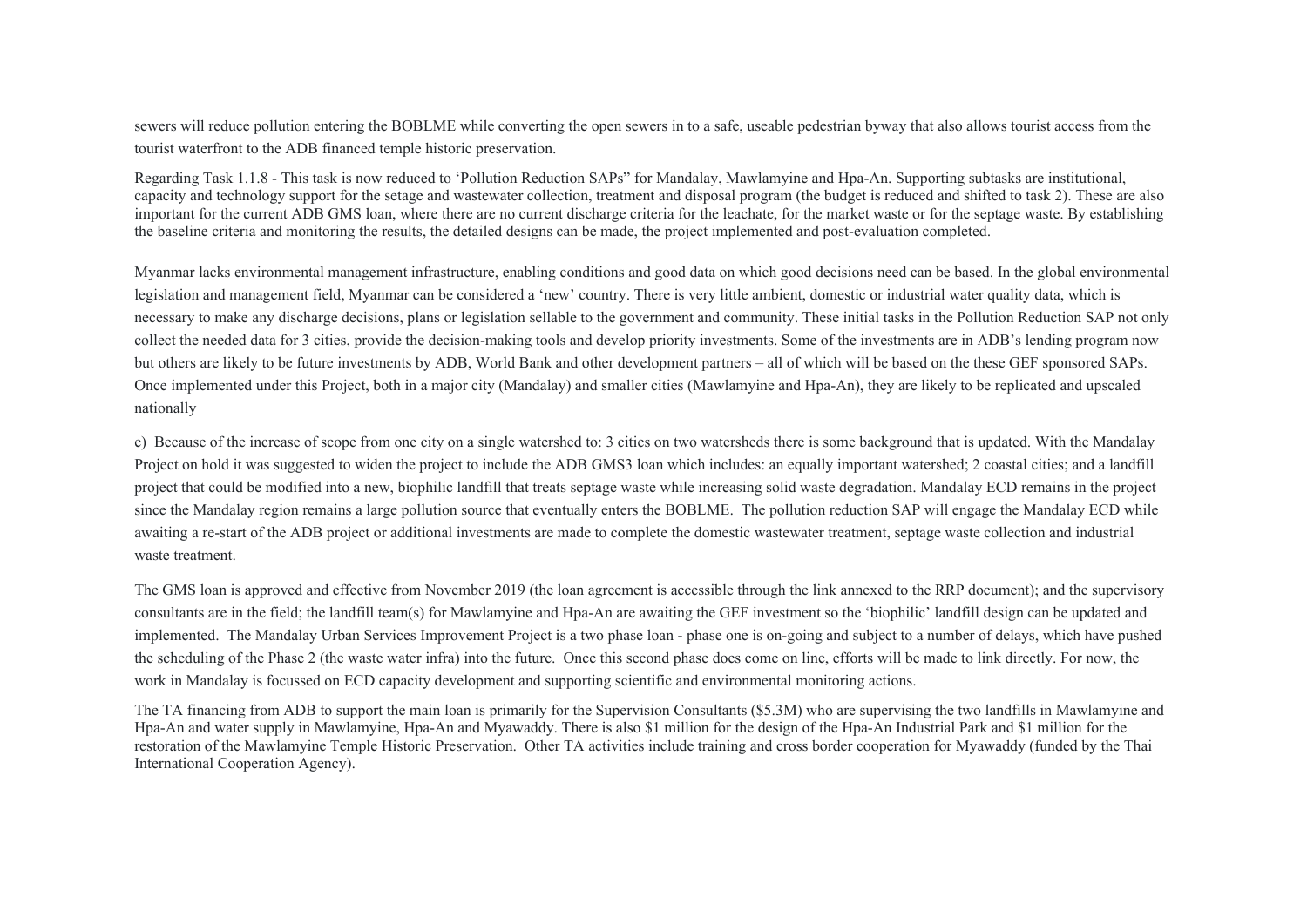sewers will reduce pollution entering the BOBLME while converting the open sewers in to a safe, useable pedestrian byway that also allows tourist access from the tourist waterfront to the ADB financed temple historic preservation.

Regarding Task 1.1.8 - This task is now reduced to 'Pollution Reduction SAPs" for Mandalay, Mawlamyine and Hpa-An. Supporting subtasks are institutional, capacity and technology support for the setage and wastewater collection, treatment and disposal program (the budget is reduced and shifted to task 2). These are also important for the current ADB GMS loan, where there are no current discharge criteria for the leachate, for the market waste or for the septage waste. By establishing the baseline criteria and monitoring the results, the detailed designs can be made, the project implemented and post-evaluation completed.

Myanmar lacks environmental management infrastructure, enabling conditions and good data on which good decisions need can be based. In the global environmental legislation and management field, Myanmar can be considered a 'new' country. There is very little ambient, domestic or industrial water quality data, which is necessary to make any discharge decisions, plans or legislation sellable to the government and community. These initial tasks in the Pollution Reduction SAP not only collect the needed data for 3 cities, provide the decision-making tools and develop priority investments. Some of the investments are in ADB's lending program now but others are likely to be future investments by ADB, World Bank and other development partners – all of which will be based on the these GEF sponsored SAPs. Once implemented under this Project, both in a major city (Mandalay) and smaller cities (Mawlamyine and Hpa-An), they are likely to be replicated and upscaled nationally

e) Because of the increase of scope from one city on a single watershed to: 3 cities on two watersheds there is some background that is updated. With the Mandalay Project on hold it was suggested to widen the project to include the ADB GMS3 loan which includes: an equally important watershed; 2 coastal cities; and a landfill project that could be modified into a new, biophilic landfill that treats septage waste while increasing solid waste degradation. Mandalay ECD remains in the project since the Mandalay region remains a large pollution source that eventually enters the BOBLME. The pollution reduction SAP will engage the Mandalay ECD while awaiting a re-start of the ADB project or additional investments are made to complete the domestic wastewater treatment, septage waste collection and industrial waste treatment.

The GMS loan is approved and effective from November 2019 (the loan agreement is accessible through the link annexed to the RRP document); and the supervisory consultants are in the field; the landfill team(s) for Mawlamyine and Hpa-An are awaiting the GEF investment so the 'biophilic' landfill design can be updated and implemented. The Mandalay Urban Services Improvement Project is a two phase loan - phase one is on-going and subject to a number of delays, which have pushed the scheduling of the Phase 2 (the waste water infra) into the future. Once this second phase does come on line, efforts will be made to link directly. For now, the work in Mandalay is focussed on ECD capacity development and supporting scientific and environmental monitoring actions.

The TA financing from ADB to support the main loan is primarily for the Supervision Consultants ($5.3M) who are supervising the two landfills in Mawlamyine and Hpa-An and water supply in Mawlamyine, Hpa-An and Myawaddy. There is also $1 million for the design of the Hpa-An Industrial Park and $1 million for the restoration of the Mawlamyine Temple Historic Preservation. Other TA activities include training and cross border cooperation for Myawaddy (funded by the Thai International Cooperation Agency).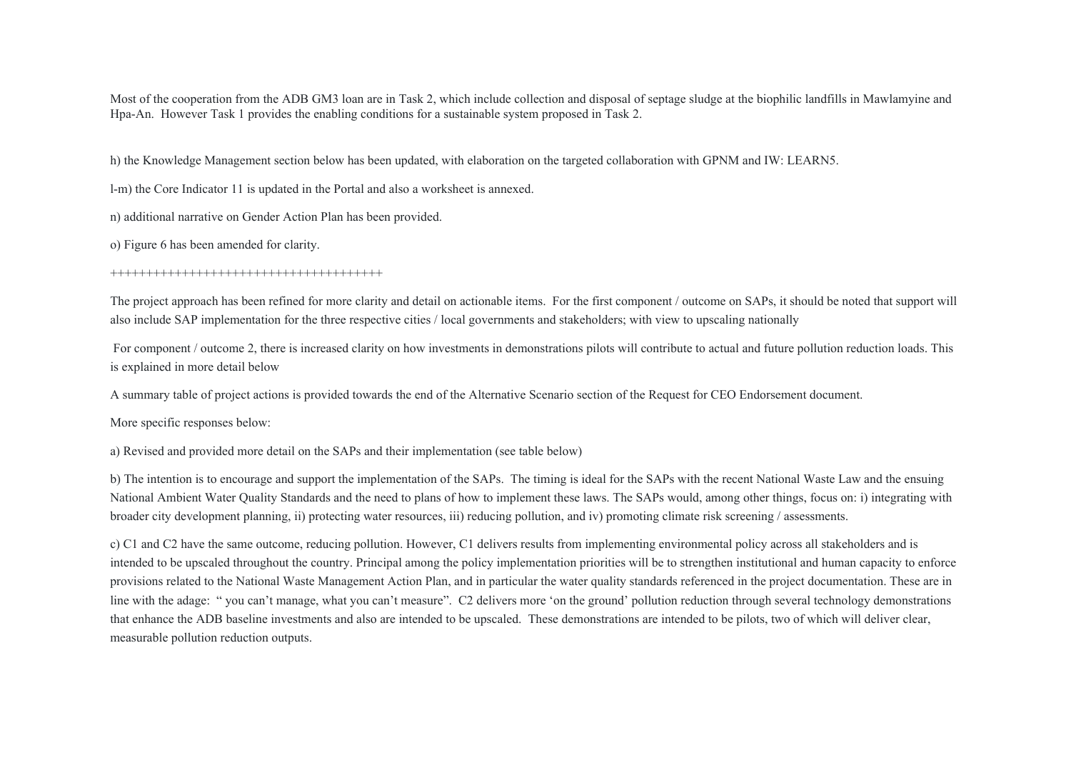Most of the cooperation from the ADB GM3 loan are in Task 2, which include collection and disposal of septage sludge at the biophilic landfills in Mawlamyine and Hpa-An. However Task 1 provides the enabling conditions for a sustainable system proposed in Task 2.

h) the Knowledge Management section below has been updated, with elaboration on the targeted collaboration with GPNM and IW: LEARN5.

l-m) the Core Indicator 11 is updated in the Portal and also a worksheet is annexed.

n) additional narrative on Gender Action Plan has been provided.

o) Figure 6 has been amended for clarity.

++++++++++++++++++++++++++++++++++++++

The project approach has been refined for more clarity and detail on actionable items. For the first component / outcome on SAPs, it should be noted that support will also include SAP implementation for the three respective cities / local governments and stakeholders; with view to upscaling nationally

For component / outcome 2, there is increased clarity on how investments in demonstrations pilots will contribute to actual and future pollution reduction loads. This is explained in more detail below

A summary table of project actions is provided towards the end of the Alternative Scenario section of the Request for CEO Endorsement document.

More specific responses below:

a) Revised and provided more detail on the SAPs and their implementation (see table below)

b) The intention is to encourage and support the implementation of the SAPs. The timing is ideal for the SAPs with the recent National Waste Law and the ensuing National Ambient Water Quality Standards and the need to plans of how to implement these laws. The SAPs would, among other things, focus on: i) integrating with broader city development planning, ii) protecting water resources, iii) reducing pollution, and iv) promoting climate risk screening / assessments.

c) C1 and C2 have the same outcome, reducing pollution. However, C1 delivers results from implementing environmental policy across all stakeholders and is intended to be upscaled throughout the country. Principal among the policy implementation priorities will be to strengthen institutional and human capacity to enforce provisions related to the National Waste Management Action Plan, and in particular the water quality standards referenced in the project documentation. These are in line with the adage: " you can't manage, what you can't measure". C2 delivers more 'on the ground' pollution reduction through several technology demonstrations that enhance the ADB baseline investments and also are intended to be upscaled. These demonstrations are intended to be pilots, two of which will deliver clear, measurable pollution reduction outputs.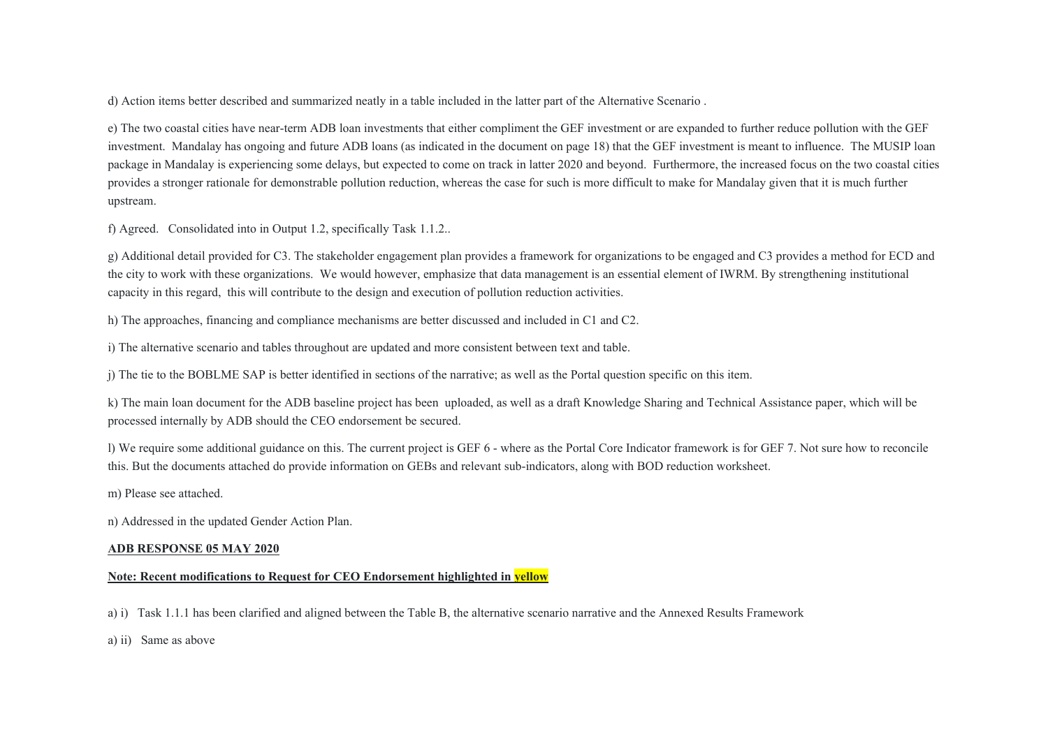d) Action items better described and summarized neatly in a table included in the latter part of the Alternative Scenario .

e) The two coastal cities have near-term ADB loan investments that either compliment the GEF investment or are expanded to further reduce pollution with the GEF investment. Mandalay has ongoing and future ADB loans (as indicated in the document on page 18) that the GEF investment is meant to influence. The MUSIP loan package in Mandalay is experiencing some delays, but expected to come on track in latter 2020 and beyond. Furthermore, the increased focus on the two coastal cities provides a stronger rationale for demonstrable pollution reduction, whereas the case for such is more difficult to make for Mandalay given that it is much further upstream.

f) Agreed. Consolidated into in Output 1.2, specifically Task 1.1.2..

g) Additional detail provided for C3. The stakeholder engagement plan provides a framework for organizations to be engaged and C3 provides a method for ECD and the city to work with these organizations. We would however, emphasize that data management is an essential element of IWRM. By strengthening institutional capacity in this regard, this will contribute to the design and execution of pollution reduction activities.

h) The approaches, financing and compliance mechanisms are better discussed and included in C1 and C2.

i) The alternative scenario and tables throughout are updated and more consistent between text and table.

j) The tie to the BOBLME SAP is better identified in sections of the narrative; as well as the Portal question specific on this item.

k) The main loan document for the ADB baseline project has been uploaded, as well as a draft Knowledge Sharing and Technical Assistance paper, which will be processed internally by ADB should the CEO endorsement be secured.

l) We require some additional guidance on this. The current project is GEF 6 - where as the Portal Core Indicator framework is for GEF 7. Not sure how to reconcile this. But the documents attached do provide information on GEBs and relevant sub-indicators, along with BOD reduction worksheet.

m) Please see attached.

n) Addressed in the updated Gender Action Plan.

**ADB RESPONSE 05 MAY 2020**

**Note: Recent modifications to Request for CEO Endorsement highlighted in yellow**

a) i) Task 1.1.1 has been clarified and aligned between the Table B, the alternative scenario narrative and the Annexed Results Framework

a) ii) Same as above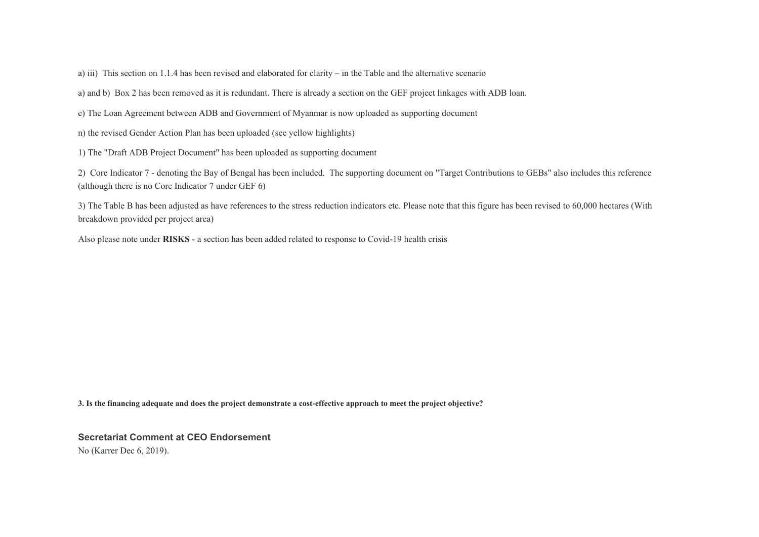a) iii) This section on 1.1.4 has been revised and elaborated for clarity – in the Table and the alternative scenario

a) and b) Box 2 has been removed as it is redundant. There is already a section on the GEF project linkages with ADB loan.

e) The Loan Agreement between ADB and Government of Myanmar is now uploaded as supporting document

n) the revised Gender Action Plan has been uploaded (see yellow highlights)

1) The "Draft ADB Project Document" has been uploaded as supporting document

2) Core Indicator 7 - denoting the Bay of Bengal has been included. The supporting document on "Target Contributions to GEBs" also includes this reference (although there is no Core Indicator 7 under GEF 6)

3) The Table B has been adjusted as have references to the stress reduction indicators etc. Please note that this figure has been revised to 60,000 hectares (With breakdown provided per project area)

Also please note under **RISKS** - a section has been added related to response to Covid-19 health crisis

**3. Is the financing adequate and does the project demonstrate a cost-effective approach to meet the project objective?**

### Secretariat Comment at CEO Endorsement

No (Karrer Dec 6, 2019).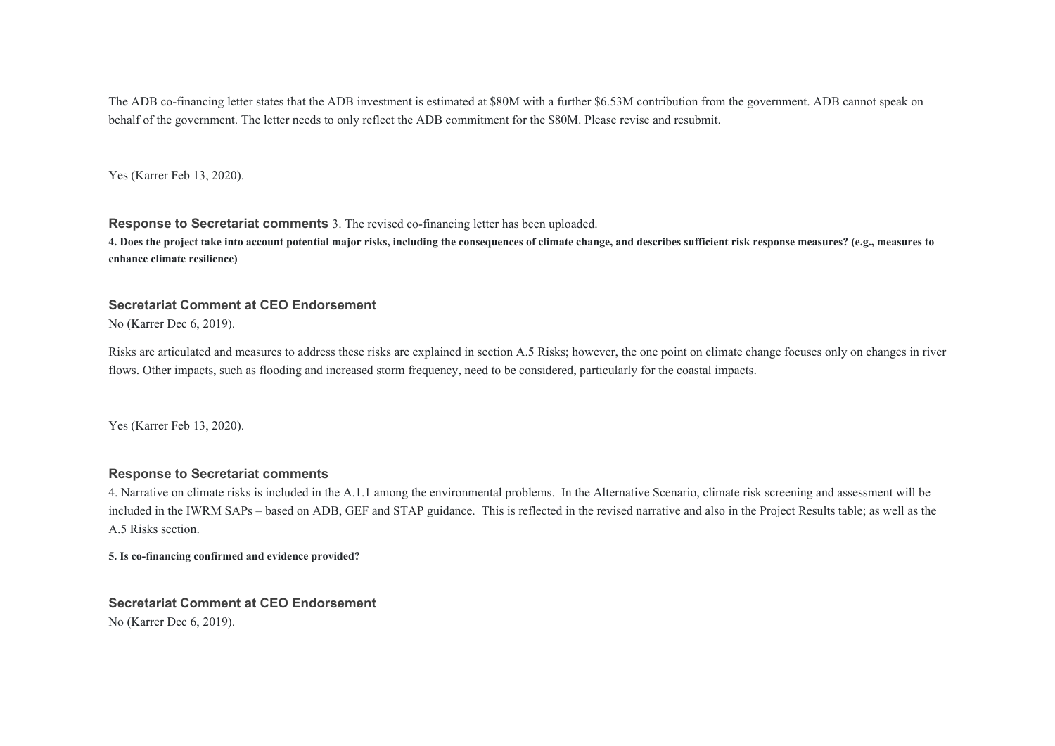The ADB co-financing letter states that the ADB investment is estimated at $80M with a further $6.53M contribution from the government. ADB cannot speak on behalf of the government. The letter needs to only reflect the ADB commitment for the $80M. Please revise and resubmit.

Yes (Karrer Feb 13, 2020).

**Response to Secretariat comments** 3. The revised co-financing letter has been uploaded.

**4. Does the project take into account potential major risks, including the consequences of climate change, and describes sufficient risk response measures? (e.g., measures to enhance climate resilience)**

**Secretariat Comment at CEO Endorsement**

No (Karrer Dec 6, 2019).

Risks are articulated and measures to address these risks are explained in section A.5 Risks; however, the one point on climate change focuses only on changes in river flows. Other impacts, such as flooding and increased storm frequency, need to be considered, particularly for the coastal impacts.

Yes (Karrer Feb 13, 2020).

**Response to Secretariat comments**

4. Narrative on climate risks is included in the A.1.1 among the environmental problems. In the Alternative Scenario, climate risk screening and assessment will be included in the IWRM SAPs – based on ADB, GEF and STAP guidance. This is reflected in the revised narrative and also in the Project Results table; as well as the A.5 Risks section.

**5. Is co-financing confirmed and evidence provided?**

**Secretariat Comment at CEO Endorsement**

No (Karrer Dec 6, 2019).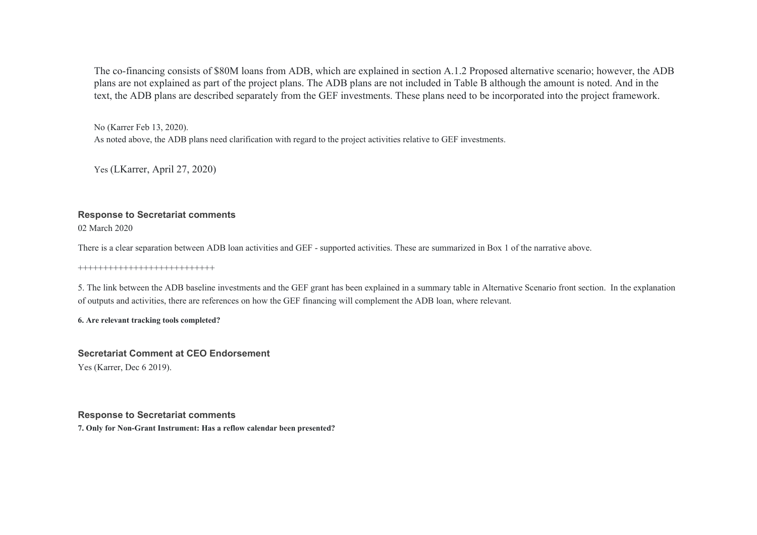The co-financing consists of $80M loans from ADB, which are explained in section A.1.2 Proposed alternative scenario; however, the ADB plans are not explained as part of the project plans. The ADB plans are not included in Table B although the amount is noted. And in the text, the ADB plans are described separately from the GEF investments. These plans need to be incorporated into the project framework.

No (Karrer Feb 13, 2020).
As noted above, the ADB plans need clarification with regard to the project activities relative to GEF investments.

Yes (LKarrer, April 27, 2020)

### Response to Secretariat comments

02 March 2020

There is a clear separation between ADB loan activities and GEF - supported activities. These are summarized in Box 1 of the narrative above.

++++++++++++++++++++++++++++

5. The link between the ADB baseline investments and the GEF grant has been explained in a summary table in Alternative Scenario front section. In the explanation of outputs and activities, there are references on how the GEF financing will complement the ADB loan, where relevant.

**6. Are relevant tracking tools completed?**

### Secretariat Comment at CEO Endorsement

Yes (Karrer, Dec 6 2019).

### Response to Secretariat comments

**7. Only for Non-Grant Instrument: Has a reflow calendar been presented?**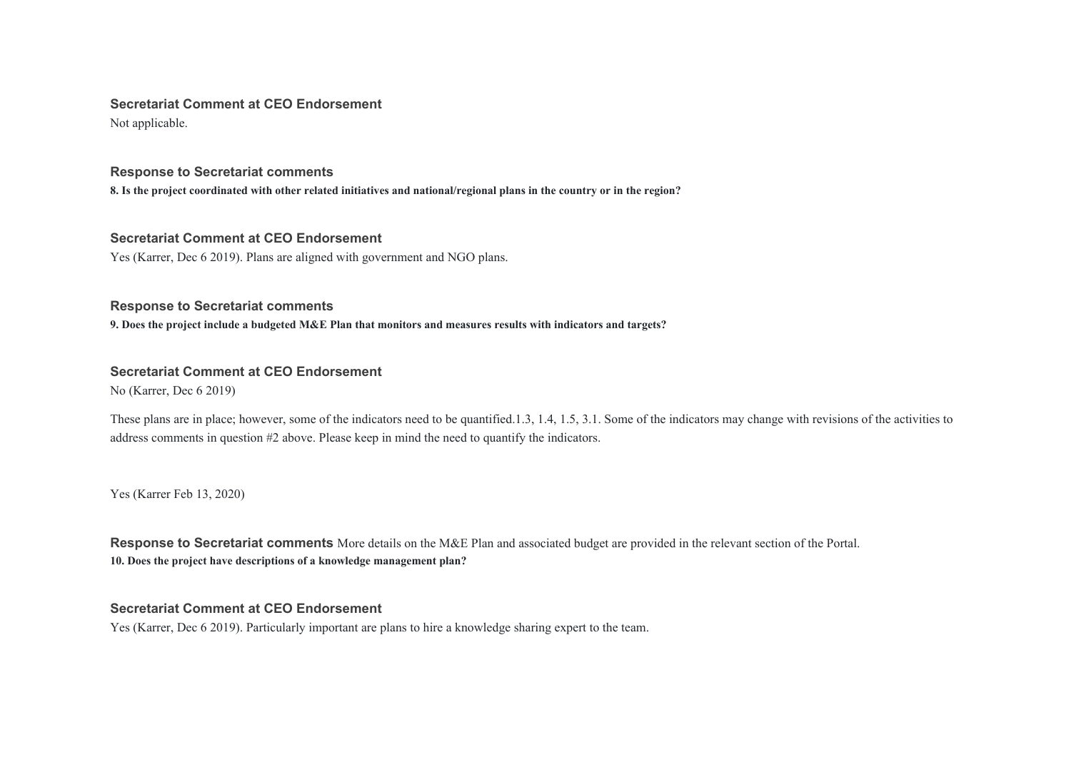**Secretariat Comment at CEO Endorsement**

Not applicable.

**Response to Secretariat comments**

**8. Is the project coordinated with other related initiatives and national/regional plans in the country or in the region?**

**Secretariat Comment at CEO Endorsement**

Yes (Karrer, Dec 6 2019). Plans are aligned with government and NGO plans.

**Response to Secretariat comments**

**9. Does the project include a budgeted M&E Plan that monitors and measures results with indicators and targets?**

**Secretariat Comment at CEO Endorsement**

No (Karrer, Dec 6 2019)

These plans are in place; however, some of the indicators need to be quantified.1.3, 1.4, 1.5, 3.1. Some of the indicators may change with revisions of the activities to address comments in question #2 above. Please keep in mind the need to quantify the indicators.

Yes (Karrer Feb 13, 2020)

**Response to Secretariat comments** More details on the M&E Plan and associated budget are provided in the relevant section of the Portal.

**10. Does the project have descriptions of a knowledge management plan?**

**Secretariat Comment at CEO Endorsement**

Yes (Karrer, Dec 6 2019). Particularly important are plans to hire a knowledge sharing expert to the team.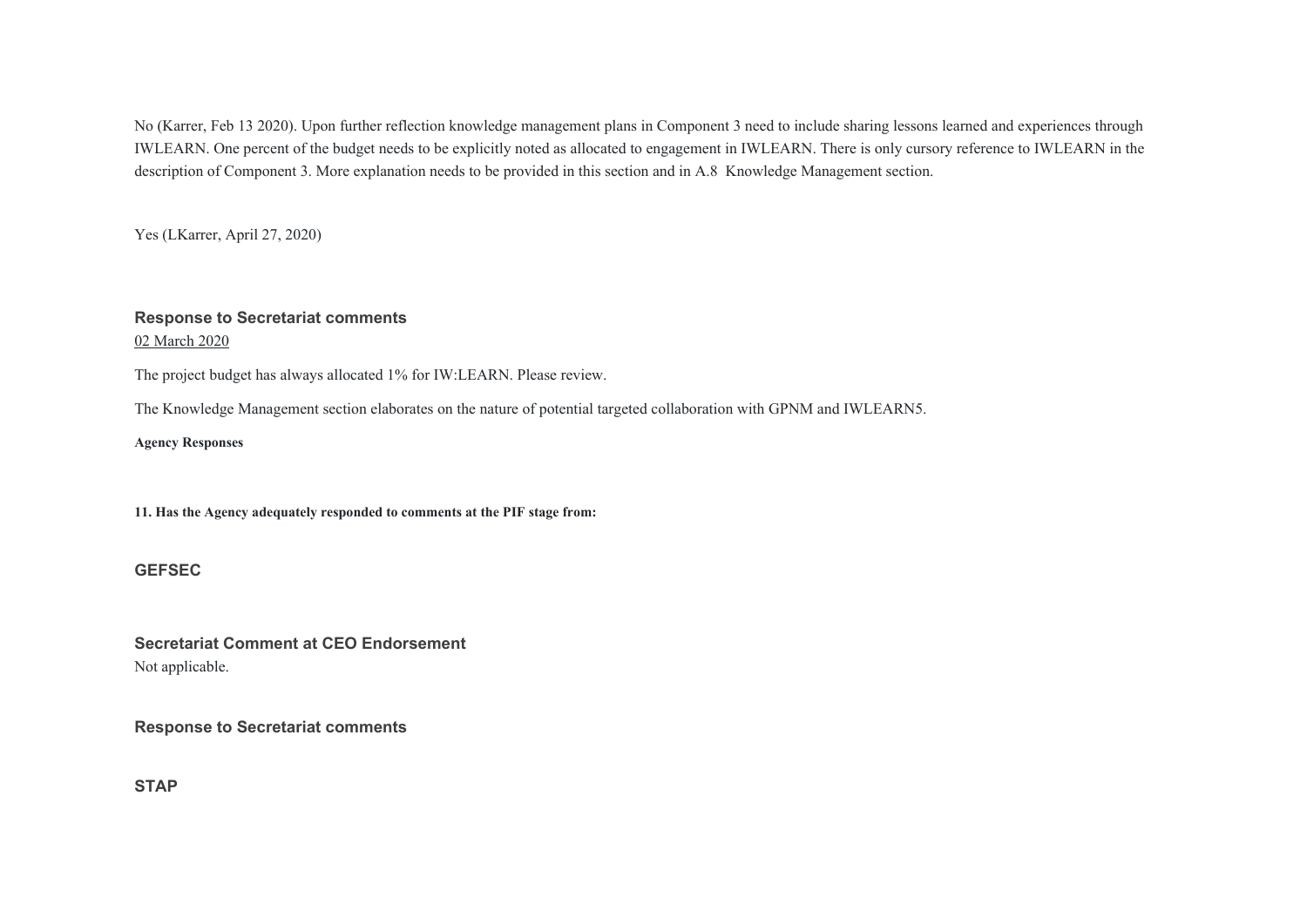No (Karrer, Feb 13 2020). Upon further reflection knowledge management plans in Component 3 need to include sharing lessons learned and experiences through IWLEARN. One percent of the budget needs to be explicitly noted as allocated to engagement in IWLEARN. There is only cursory reference to IWLEARN in the description of Component 3. More explanation needs to be provided in this section and in A.8 Knowledge Management section.

Yes (LKarrer, April 27, 2020)

### Response to Secretariat comments

02 March 2020

The project budget has always allocated 1% for IW:LEARN. Please review.

The Knowledge Management section elaborates on the nature of potential targeted collaboration with GPNM and IWLEARN5.

**Agency Responses**

**11. Has the Agency adequately responded to comments at the PIF stage from:**

### GEFSEC

### Secretariat Comment at CEO Endorsement

Not applicable.

### Response to Secretariat comments

### STAP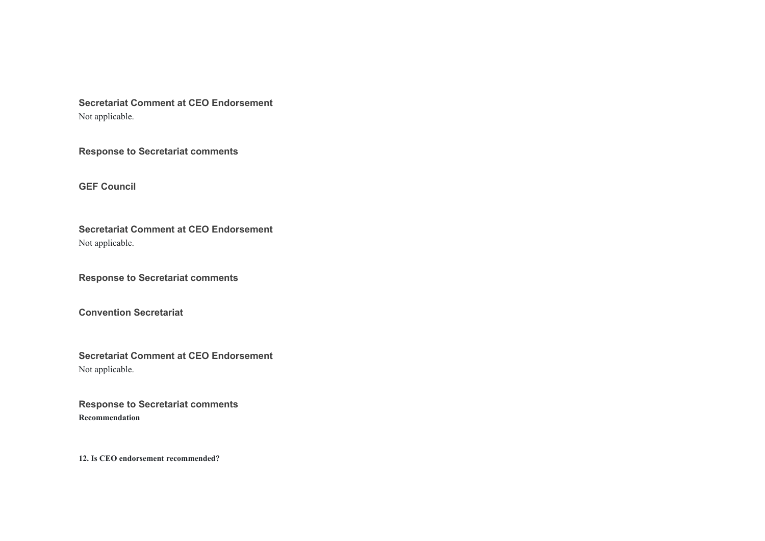**Secretariat Comment at CEO Endorsement**
Not applicable.

**Response to Secretariat comments**

**GEF Council**

**Secretariat Comment at CEO Endorsement**
Not applicable.

**Response to Secretariat comments**

**Convention Secretariat**

**Secretariat Comment at CEO Endorsement**
Not applicable.

**Response to Secretariat comments**

**Recommendation**

**12. Is CEO endorsement recommended?**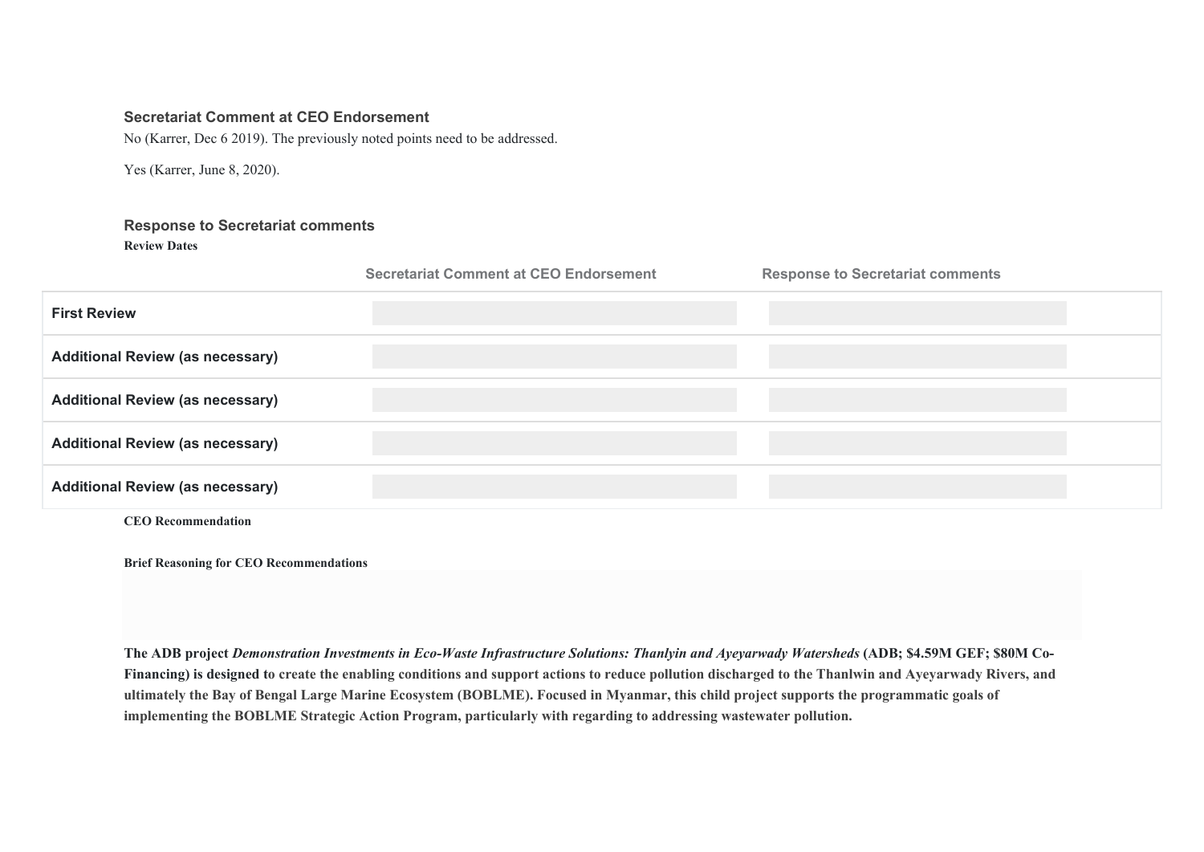### Secretariat Comment at CEO Endorsement

No (Karrer, Dec 6 2019). The previously noted points need to be addressed.

Yes (Karrer, June 8, 2020).

### Response to Secretariat comments

**Review Dates**

| | Secretariat Comment at CEO Endorsement | Response to Secretariat comments |
|---|---|---|
| **First Review** | | |
| **Additional Review (as necessary)** | | |
| **Additional Review (as necessary)** | | |
| **Additional Review (as necessary)** | | |
| **Additional Review (as necessary)** | | |

**CEO Recommendation**

**Brief Reasoning for CEO Recommendations**

**The ADB project *Demonstration Investments in Eco-Waste Infrastructure Solutions: Thanlyin and Ayeyarwady Watersheds* (ADB; $4.59M GEF; $80M Co-Financing) is designed to create the enabling conditions and support actions to reduce pollution discharged to the Thanlwin and Ayeyarwady Rivers, and ultimately the Bay of Bengal Large Marine Ecosystem (BOBLME). Focused in Myanmar, this child project supports the programmatic goals of implementing the BOBLME Strategic Action Program, particularly with regarding to addressing wastewater pollution.**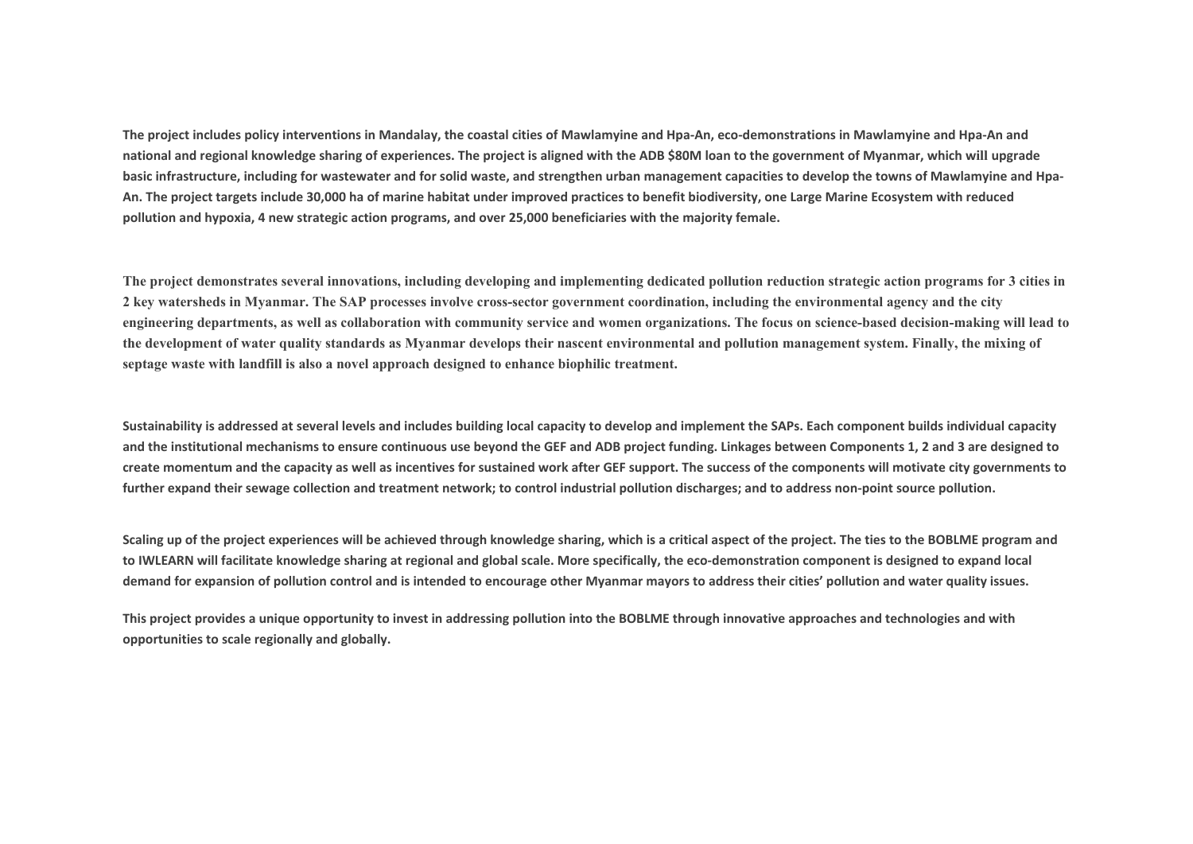**The project includes policy interventions in Mandalay, the coastal cities of Mawlamyine and Hpa-An, eco-demonstrations in Mawlamyine and Hpa-An and national and regional knowledge sharing of experiences. The project is aligned with the ADB $80M loan to the government of Myanmar, which will upgrade basic infrastructure, including for wastewater and for solid waste, and strengthen urban management capacities to develop the towns of Mawlamyine and Hpa-An. The project targets include 30,000 ha of marine habitat under improved practices to benefit biodiversity, one Large Marine Ecosystem with reduced pollution and hypoxia, 4 new strategic action programs, and over 25,000 beneficiaries with the majority female.**

**The project demonstrates several innovations, including developing and implementing dedicated pollution reduction strategic action programs for 3 cities in 2 key watersheds in Myanmar. The SAP processes involve cross-sector government coordination, including the environmental agency and the city engineering departments, as well as collaboration with community service and women organizations. The focus on science-based decision-making will lead to the development of water quality standards as Myanmar develops their nascent environmental and pollution management system. Finally, the mixing of septage waste with landfill is also a novel approach designed to enhance biophilic treatment.**

**Sustainability is addressed at several levels and includes building local capacity to develop and implement the SAPs. Each component builds individual capacity and the institutional mechanisms to ensure continuous use beyond the GEF and ADB project funding. Linkages between Components 1, 2 and 3 are designed to create momentum and the capacity as well as incentives for sustained work after GEF support. The success of the components will motivate city governments to further expand their sewage collection and treatment network; to control industrial pollution discharges; and to address non-point source pollution.**

**Scaling up of the project experiences will be achieved through knowledge sharing, which is a critical aspect of the project. The ties to the BOBLME program and to IWLEARN will facilitate knowledge sharing at regional and global scale. More specifically, the eco-demonstration component is designed to expand local demand for expansion of pollution control and is intended to encourage other Myanmar mayors to address their cities' pollution and water quality issues.**

**This project provides a unique opportunity to invest in addressing pollution into the BOBLME through innovative approaches and technologies and with opportunities to scale regionally and globally.**